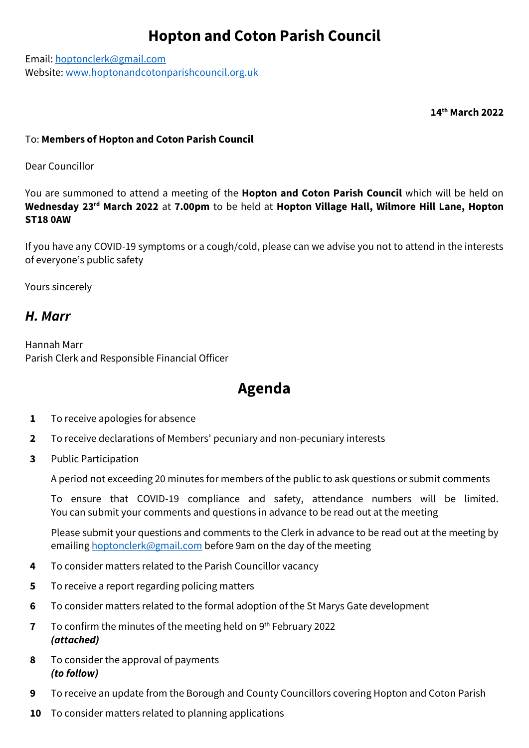# Hopton and Coton Parish Council

Email: hoptonclerk@gmail.com
Website: www.hoptonandcotonparishcouncil.org.uk

**14th March 2022**

To: **Members of Hopton and Coton Parish Council**

Dear Councillor

You are summoned to attend a meeting of the **Hopton and Coton Parish Council** which will be held on **Wednesday 23rd March 2022** at **7.00pm** to be held at **Hopton Village Hall, Wilmore Hill Lane, Hopton ST18 0AW**

If you have any COVID-19 symptoms or a cough/cold, please can we advise you not to attend in the interests of everyone's public safety

Yours sincerely

***H. Marr***

Hannah Marr
Parish Clerk and Responsible Financial Officer

# Agenda

**1** To receive apologies for absence

**2** To receive declarations of Members' pecuniary and non-pecuniary interests

**3** Public Participation

A period not exceeding 20 minutes for members of the public to ask questions or submit comments

To ensure that COVID-19 compliance and safety, attendance numbers will be limited. You can submit your comments and questions in advance to be read out at the meeting

Please submit your questions and comments to the Clerk in advance to be read out at the meeting by emailing hoptonclerk@gmail.com before 9am on the day of the meeting

**4** To consider matters related to the Parish Councillor vacancy

**5** To receive a report regarding policing matters

**6** To consider matters related to the formal adoption of the St Marys Gate development

**7** To confirm the minutes of the meeting held on 9th February 2022
***(attached)***

**8** To consider the approval of payments
***(to follow)***

**9** To receive an update from the Borough and County Councillors covering Hopton and Coton Parish

**10** To consider matters related to planning applications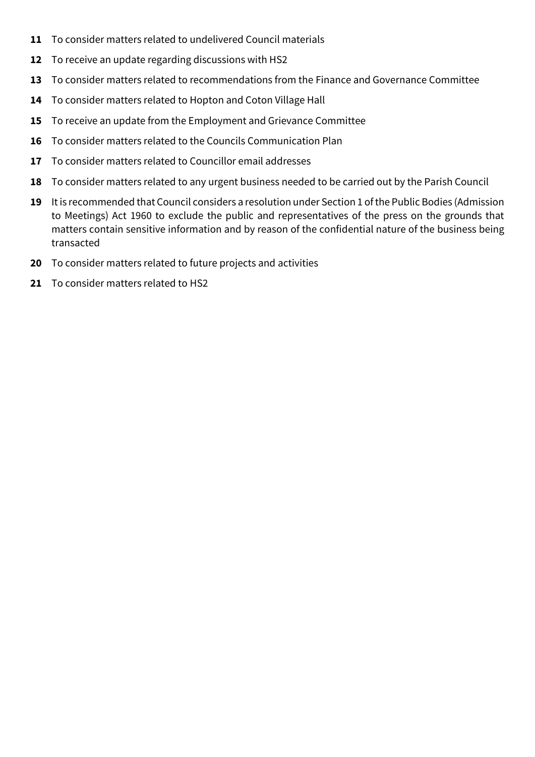**11** To consider matters related to undelivered Council materials

**12** To receive an update regarding discussions with HS2

**13** To consider matters related to recommendations from the Finance and Governance Committee

**14** To consider matters related to Hopton and Coton Village Hall

**15** To receive an update from the Employment and Grievance Committee

**16** To consider matters related to the Councils Communication Plan

**17** To consider matters related to Councillor email addresses

**18** To consider matters related to any urgent business needed to be carried out by the Parish Council

**19** It is recommended that Council considers a resolution under Section 1 of the Public Bodies (Admission to Meetings) Act 1960 to exclude the public and representatives of the press on the grounds that matters contain sensitive information and by reason of the confidential nature of the business being transacted

**20** To consider matters related to future projects and activities

**21** To consider matters related to HS2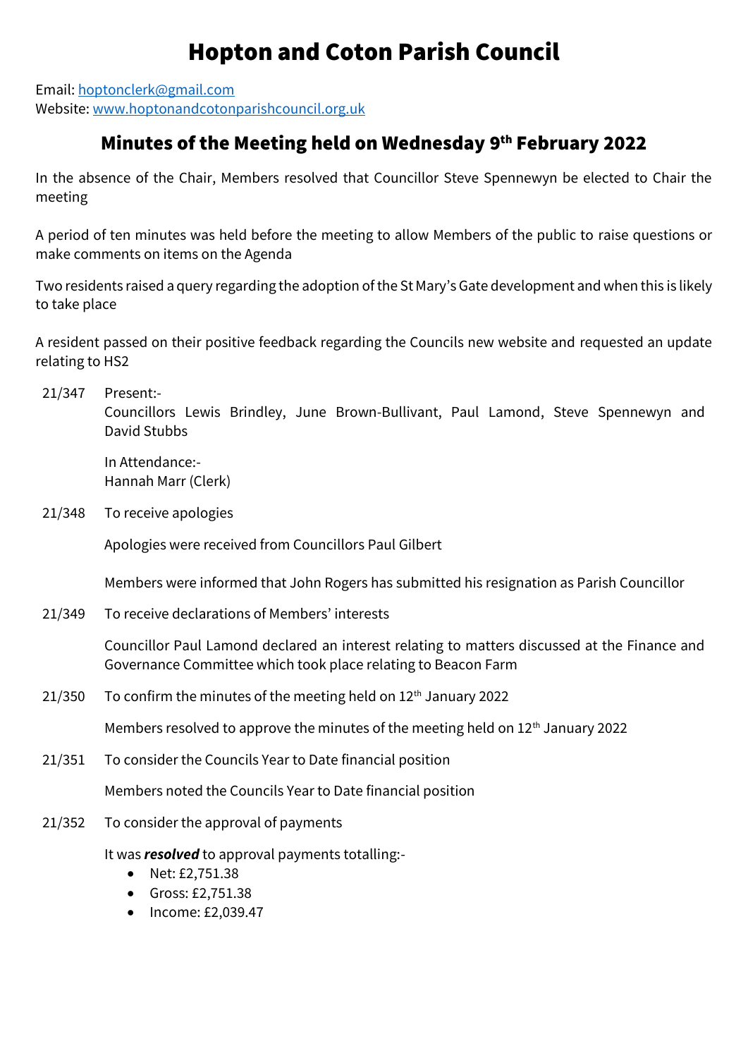# Hopton and Coton Parish Council

Email: hoptonclerk@gmail.com
Website: www.hoptonandcotonparishcouncil.org.uk

## Minutes of the Meeting held on Wednesday 9th February 2022

In the absence of the Chair, Members resolved that Councillor Steve Spennewyn be elected to Chair the meeting

A period of ten minutes was held before the meeting to allow Members of the public to raise questions or make comments on items on the Agenda

Two residents raised a query regarding the adoption of the St Mary's Gate development and when this is likely to take place

A resident passed on their positive feedback regarding the Councils new website and requested an update relating to HS2

21/347 Present:-

Councillors Lewis Brindley, June Brown-Bullivant, Paul Lamond, Steve Spennewyn and David Stubbs

In Attendance:-
Hannah Marr (Clerk)

21/348 To receive apologies

Apologies were received from Councillors Paul Gilbert

Members were informed that John Rogers has submitted his resignation as Parish Councillor

21/349 To receive declarations of Members' interests

Councillor Paul Lamond declared an interest relating to matters discussed at the Finance and Governance Committee which took place relating to Beacon Farm

21/350 To confirm the minutes of the meeting held on 12th January 2022

Members resolved to approve the minutes of the meeting held on 12th January 2022

21/351 To consider the Councils Year to Date financial position

Members noted the Councils Year to Date financial position

21/352 To consider the approval of payments

It was ***resolved*** to approval payments totalling:-

- Net: £2,751.38
- Gross: £2,751.38
- Income: £2,039.47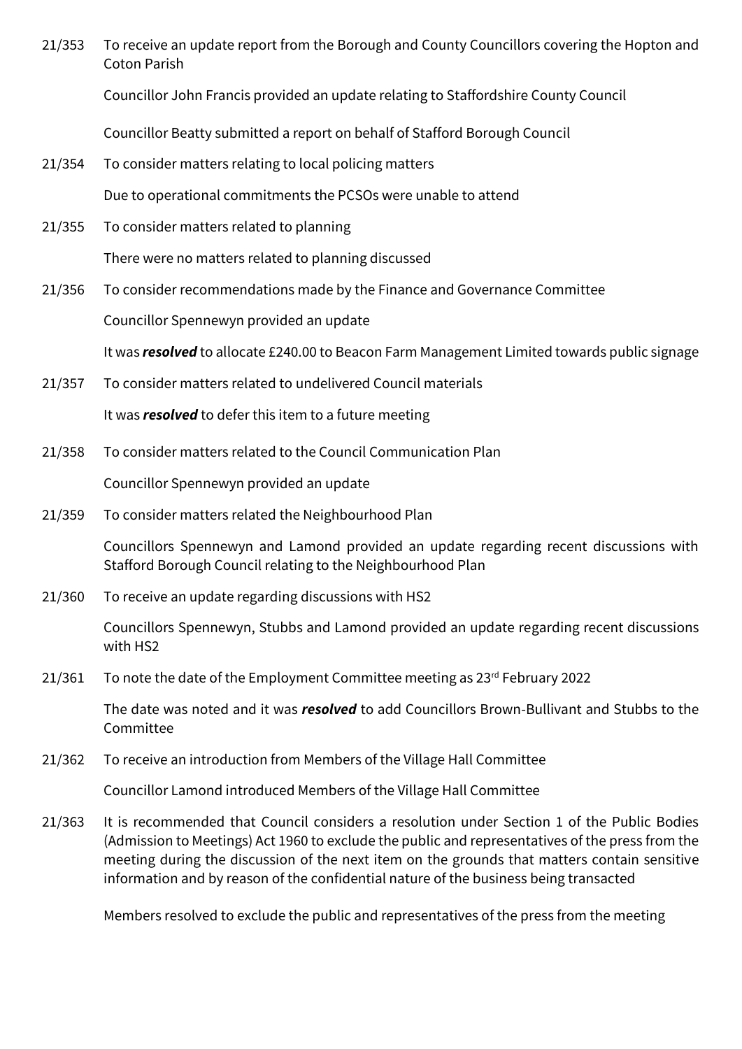21/353 To receive an update report from the Borough and County Councillors covering the Hopton and Coton Parish

Councillor John Francis provided an update relating to Staffordshire County Council

Councillor Beatty submitted a report on behalf of Stafford Borough Council

21/354 To consider matters relating to local policing matters

Due to operational commitments the PCSOs were unable to attend

21/355 To consider matters related to planning

There were no matters related to planning discussed

21/356 To consider recommendations made by the Finance and Governance Committee

Councillor Spennewyn provided an update

It was ***resolved*** to allocate £240.00 to Beacon Farm Management Limited towards public signage

21/357 To consider matters related to undelivered Council materials

It was ***resolved*** to defer this item to a future meeting

21/358 To consider matters related to the Council Communication Plan

Councillor Spennewyn provided an update

21/359 To consider matters related the Neighbourhood Plan

Councillors Spennewyn and Lamond provided an update regarding recent discussions with Stafford Borough Council relating to the Neighbourhood Plan

21/360 To receive an update regarding discussions with HS2

Councillors Spennewyn, Stubbs and Lamond provided an update regarding recent discussions with HS2

21/361 To note the date of the Employment Committee meeting as 23rd February 2022

The date was noted and it was ***resolved*** to add Councillors Brown-Bullivant and Stubbs to the Committee

21/362 To receive an introduction from Members of the Village Hall Committee

Councillor Lamond introduced Members of the Village Hall Committee

21/363 It is recommended that Council considers a resolution under Section 1 of the Public Bodies (Admission to Meetings) Act 1960 to exclude the public and representatives of the press from the meeting during the discussion of the next item on the grounds that matters contain sensitive information and by reason of the confidential nature of the business being transacted

Members resolved to exclude the public and representatives of the press from the meeting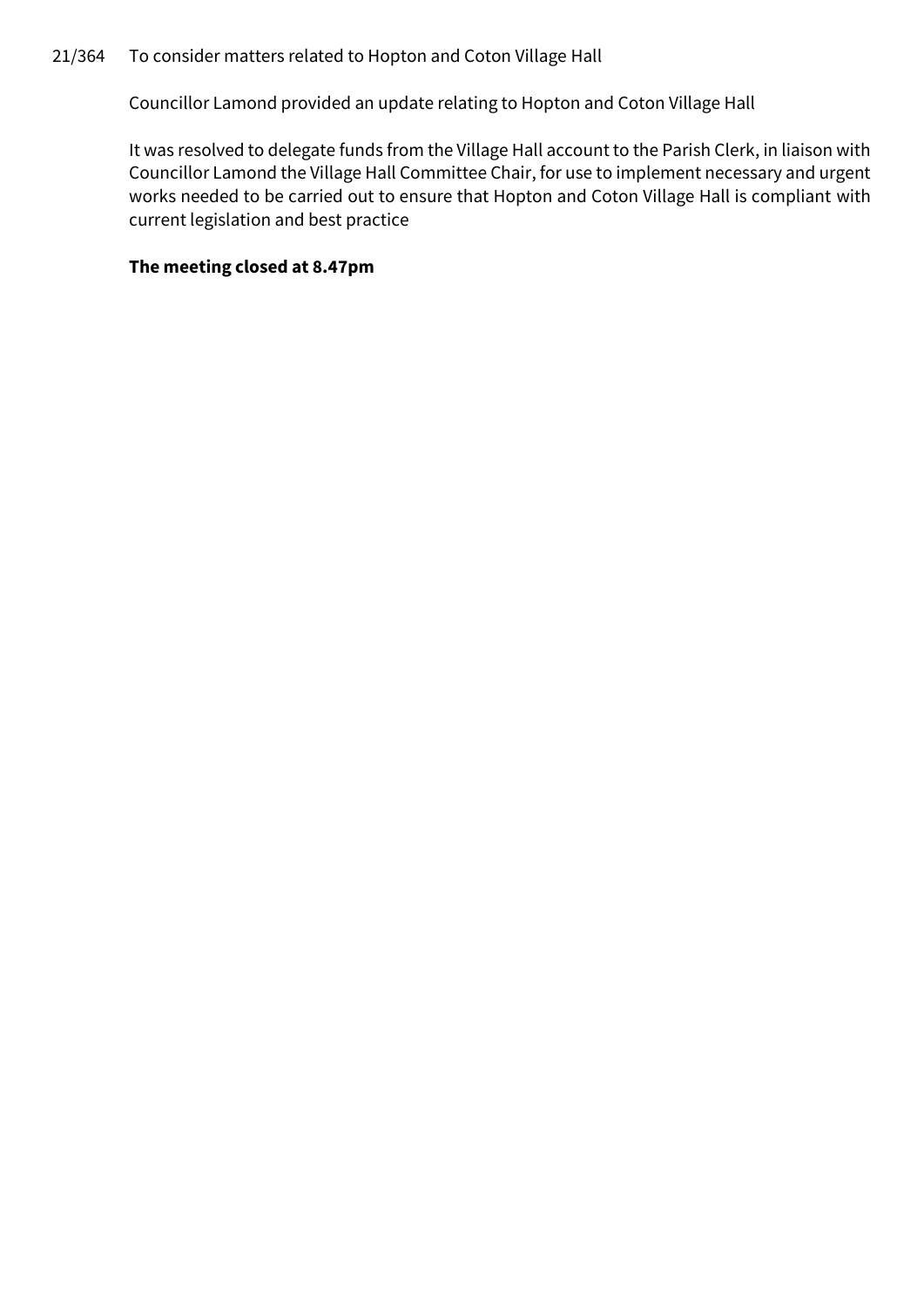21/364 To consider matters related to Hopton and Coton Village Hall

Councillor Lamond provided an update relating to Hopton and Coton Village Hall

It was resolved to delegate funds from the Village Hall account to the Parish Clerk, in liaison with Councillor Lamond the Village Hall Committee Chair, for use to implement necessary and urgent works needed to be carried out to ensure that Hopton and Coton Village Hall is compliant with current legislation and best practice

**The meeting closed at 8.47pm**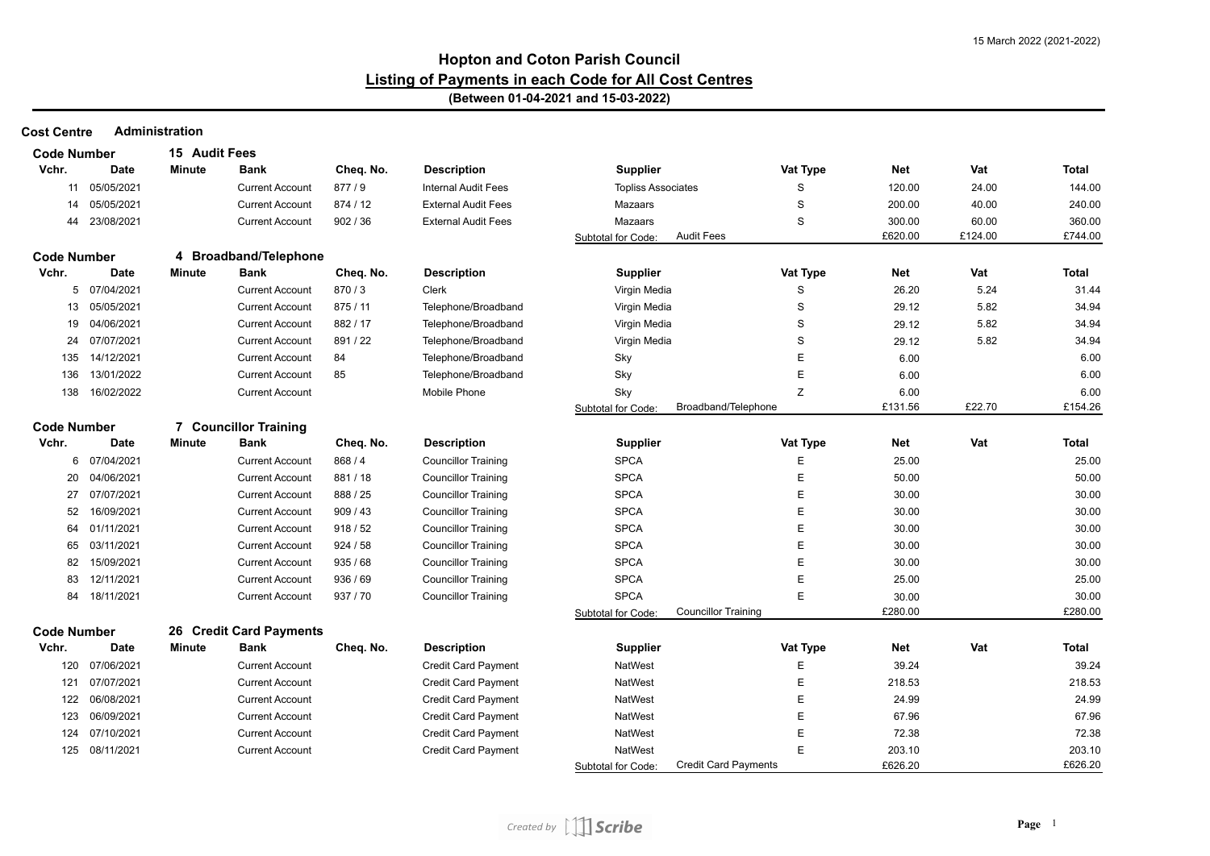# Hopton and Coton Parish Council

## Listing of Payments in each Code for All Cost Centres

**(Between 01-04-2021 and 15-03-2022)**

**Cost Centre** Administration

**Code Number** 15 Audit Fees

| Vchr. | Date | Minute | Bank | Cheq. No. | Description | Supplier | Vat Type | Net | Vat | Total |
|---|---|---|---|---|---|---|---|---|---|---|
| 11 | 05/05/2021 | | Current Account | 877 / 9 | Internal Audit Fees | Topliss Associates | S | 120.00 | 24.00 | 144.00 |
| 14 | 05/05/2021 | | Current Account | 874 / 12 | External Audit Fees | Mazaars | S | 200.00 | 40.00 | 240.00 |
| 44 | 23/08/2021 | | Current Account | 902 / 36 | External Audit Fees | Mazaars | S | 300.00 | 60.00 | 360.00 |
| | | | | | | Subtotal for Code: Audit Fees | | £620.00 | £124.00 | £744.00 |

**Code Number** 4 Broadband/Telephone

| Vchr. | Date | Minute | Bank | Cheq. No. | Description | Supplier | Vat Type | Net | Vat | Total |
|---|---|---|---|---|---|---|---|---|---|---|
| 5 | 07/04/2021 | | Current Account | 870 / 3 | Clerk | Virgin Media | S | 26.20 | 5.24 | 31.44 |
| 13 | 05/05/2021 | | Current Account | 875 / 11 | Telephone/Broadband | Virgin Media | S | 29.12 | 5.82 | 34.94 |
| 19 | 04/06/2021 | | Current Account | 882 / 17 | Telephone/Broadband | Virgin Media | S | 29.12 | 5.82 | 34.94 |
| 24 | 07/07/2021 | | Current Account | 891 / 22 | Telephone/Broadband | Virgin Media | S | 29.12 | 5.82 | 34.94 |
| 135 | 14/12/2021 | | Current Account | 84 | Telephone/Broadband | Sky | E | 6.00 | | 6.00 |
| 136 | 13/01/2022 | | Current Account | 85 | Telephone/Broadband | Sky | E | 6.00 | | 6.00 |
| 138 | 16/02/2022 | | Current Account | | Mobile Phone | Sky | Z | 6.00 | | 6.00 |
| | | | | | | Subtotal for Code: Broadband/Telephone | | £131.56 | £22.70 | £154.26 |

**Code Number** 7 Councillor Training

| Vchr. | Date | Minute | Bank | Cheq. No. | Description | Supplier | Vat Type | Net | Vat | Total |
|---|---|---|---|---|---|---|---|---|---|---|
| 6 | 07/04/2021 | | Current Account | 868 / 4 | Councillor Training | SPCA | E | 25.00 | | 25.00 |
| 20 | 04/06/2021 | | Current Account | 881 / 18 | Councillor Training | SPCA | E | 50.00 | | 50.00 |
| 27 | 07/07/2021 | | Current Account | 888 / 25 | Councillor Training | SPCA | E | 30.00 | | 30.00 |
| 52 | 16/09/2021 | | Current Account | 909 / 43 | Councillor Training | SPCA | E | 30.00 | | 30.00 |
| 64 | 01/11/2021 | | Current Account | 918 / 52 | Councillor Training | SPCA | E | 30.00 | | 30.00 |
| 65 | 03/11/2021 | | Current Account | 924 / 58 | Councillor Training | SPCA | E | 30.00 | | 30.00 |
| 82 | 15/09/2021 | | Current Account | 935 / 68 | Councillor Training | SPCA | E | 30.00 | | 30.00 |
| 83 | 12/11/2021 | | Current Account | 936 / 69 | Councillor Training | SPCA | E | 25.00 | | 25.00 |
| 84 | 18/11/2021 | | Current Account | 937 / 70 | Councillor Training | SPCA | E | 30.00 | | 30.00 |
| | | | | | | Subtotal for Code: Councillor Training | | £280.00 | | £280.00 |

**Code Number** 26 Credit Card Payments

| Vchr. | Date | Minute | Bank | Cheq. No. | Description | Supplier | Vat Type | Net | Vat | Total |
|---|---|---|---|---|---|---|---|---|---|---|
| 120 | 07/06/2021 | | Current Account | | Credit Card Payment | NatWest | E | 39.24 | | 39.24 |
| 121 | 07/07/2021 | | Current Account | | Credit Card Payment | NatWest | E | 218.53 | | 218.53 |
| 122 | 06/08/2021 | | Current Account | | Credit Card Payment | NatWest | E | 24.99 | | 24.99 |
| 123 | 06/09/2021 | | Current Account | | Credit Card Payment | NatWest | E | 67.96 | | 67.96 |
| 124 | 07/10/2021 | | Current Account | | Credit Card Payment | NatWest | E | 72.38 | | 72.38 |
| 125 | 08/11/2021 | | Current Account | | Credit Card Payment | NatWest | E | 203.10 | | 203.10 |
| | | | | | | Subtotal for Code: Credit Card Payments | | £626.20 | | £626.20 |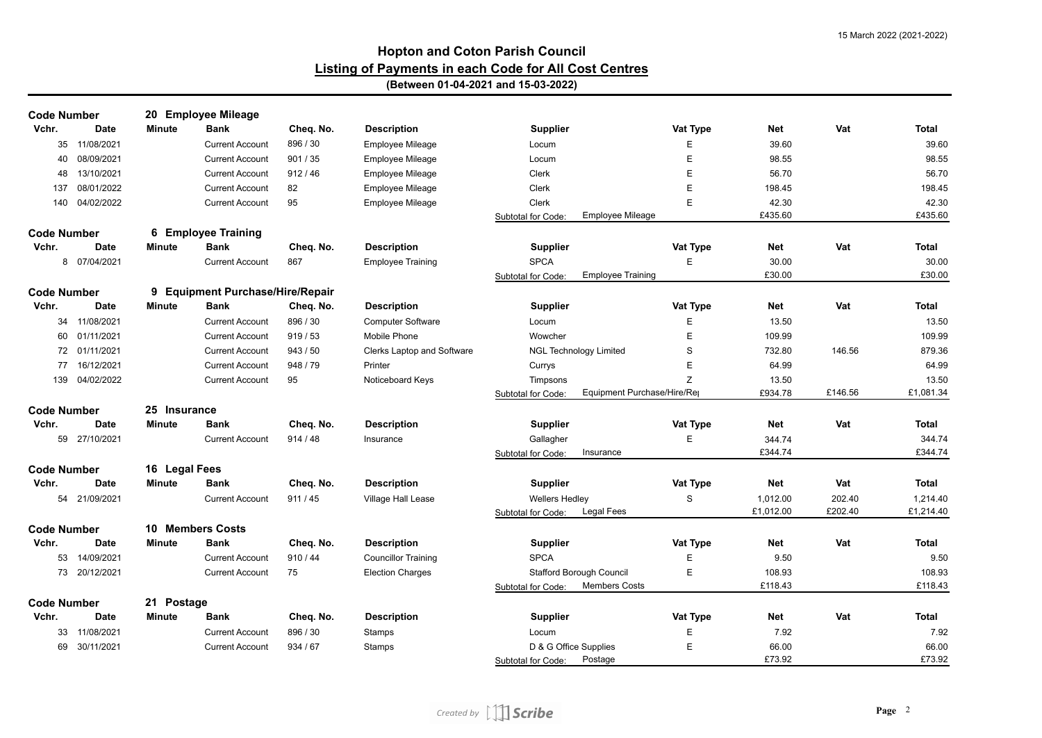15 March 2022 (2021-2022)

# Hopton and Coton Parish Council

## Listing of Payments in each Code for All Cost Centres

**(Between 01-04-2021 and 15-03-2022)**

**Code Number 20 Employee Mileage**

| Vchr. | Date | Minute | Bank | Cheq. No. | Description | Supplier | Vat Type | Net | Vat | Total |
|---|---|---|---|---|---|---|---|---|---|---|
| 35 | 11/08/2021 | | Current Account | 896 / 30 | Employee Mileage | Locum | E | 39.60 | | 39.60 |
| 40 | 08/09/2021 | | Current Account | 901 / 35 | Employee Mileage | Locum | E | 98.55 | | 98.55 |
| 48 | 13/10/2021 | | Current Account | 912 / 46 | Employee Mileage | Clerk | E | 56.70 | | 56.70 |
| 137 | 08/01/2022 | | Current Account | 82 | Employee Mileage | Clerk | E | 198.45 | | 198.45 |
| 140 | 04/02/2022 | | Current Account | 95 | Employee Mileage | Clerk | E | 42.30 | | 42.30 |
| | | | | | | Subtotal for Code: Employee Mileage | | £435.60 | | £435.60 |

**Code Number 6 Employee Training**

| Vchr. | Date | Minute | Bank | Cheq. No. | Description | Supplier | Vat Type | Net | Vat | Total |
|---|---|---|---|---|---|---|---|---|---|---|
| 8 | 07/04/2021 | | Current Account | 867 | Employee Training | SPCA | E | 30.00 | | 30.00 |
| | | | | | | Subtotal for Code: Employee Training | | £30.00 | | £30.00 |

**Code Number 9 Equipment Purchase/Hire/Repair**

| Vchr. | Date | Minute | Bank | Cheq. No. | Description | Supplier | Vat Type | Net | Vat | Total |
|---|---|---|---|---|---|---|---|---|---|---|
| 34 | 11/08/2021 | | Current Account | 896 / 30 | Computer Software | Locum | E | 13.50 | | 13.50 |
| 60 | 01/11/2021 | | Current Account | 919 / 53 | Mobile Phone | Wowcher | E | 109.99 | | 109.99 |
| 72 | 01/11/2021 | | Current Account | 943 / 50 | Clerks Laptop and Software | NGL Technology Limited | S | 732.80 | 146.56 | 879.36 |
| 77 | 16/12/2021 | | Current Account | 948 / 79 | Printer | Currys | E | 64.99 | | 64.99 |
| 139 | 04/02/2022 | | Current Account | 95 | Noticeboard Keys | Timpsons | Z | 13.50 | | 13.50 |
| | | | | | | Subtotal for Code: Equipment Purchase/Hire/Re | | £934.78 | £146.56 | £1,081.34 |

**Code Number 25 Insurance**

| Vchr. | Date | Minute | Bank | Cheq. No. | Description | Supplier | Vat Type | Net | Vat | Total |
|---|---|---|---|---|---|---|---|---|---|---|
| 59 | 27/10/2021 | | Current Account | 914 / 48 | Insurance | Gallagher | E | 344.74 | | 344.74 |
| | | | | | | Subtotal for Code: Insurance | | £344.74 | | £344.74 |

**Code Number 16 Legal Fees**

| Vchr. | Date | Minute | Bank | Cheq. No. | Description | Supplier | Vat Type | Net | Vat | Total |
|---|---|---|---|---|---|---|---|---|---|---|
| 54 | 21/09/2021 | | Current Account | 911 / 45 | Village Hall Lease | Wellers Hedley | S | 1,012.00 | 202.40 | 1,214.40 |
| | | | | | | Subtotal for Code: Legal Fees | | £1,012.00 | £202.40 | £1,214.40 |

**Code Number 10 Members Costs**

| Vchr. | Date | Minute | Bank | Cheq. No. | Description | Supplier | Vat Type | Net | Vat | Total |
|---|---|---|---|---|---|---|---|---|---|---|
| 53 | 14/09/2021 | | Current Account | 910 / 44 | Councillor Training | SPCA | E | 9.50 | | 9.50 |
| 73 | 20/12/2021 | | Current Account | 75 | Election Charges | Stafford Borough Council | E | 108.93 | | 108.93 |
| | | | | | | Subtotal for Code: Members Costs | | £118.43 | | £118.43 |

**Code Number 21 Postage**

| Vchr. | Date | Minute | Bank | Cheq. No. | Description | Supplier | Vat Type | Net | Vat | Total |
|---|---|---|---|---|---|---|---|---|---|---|
| 33 | 11/08/2021 | | Current Account | 896 / 30 | Stamps | Locum | E | 7.92 | | 7.92 |
| 69 | 30/11/2021 | | Current Account | 934 / 67 | Stamps | D & G Office Supplies | E | 66.00 | | 66.00 |
| | | | | | | Subtotal for Code: Postage | | £73.92 | | £73.92 |

*Created by Scribe*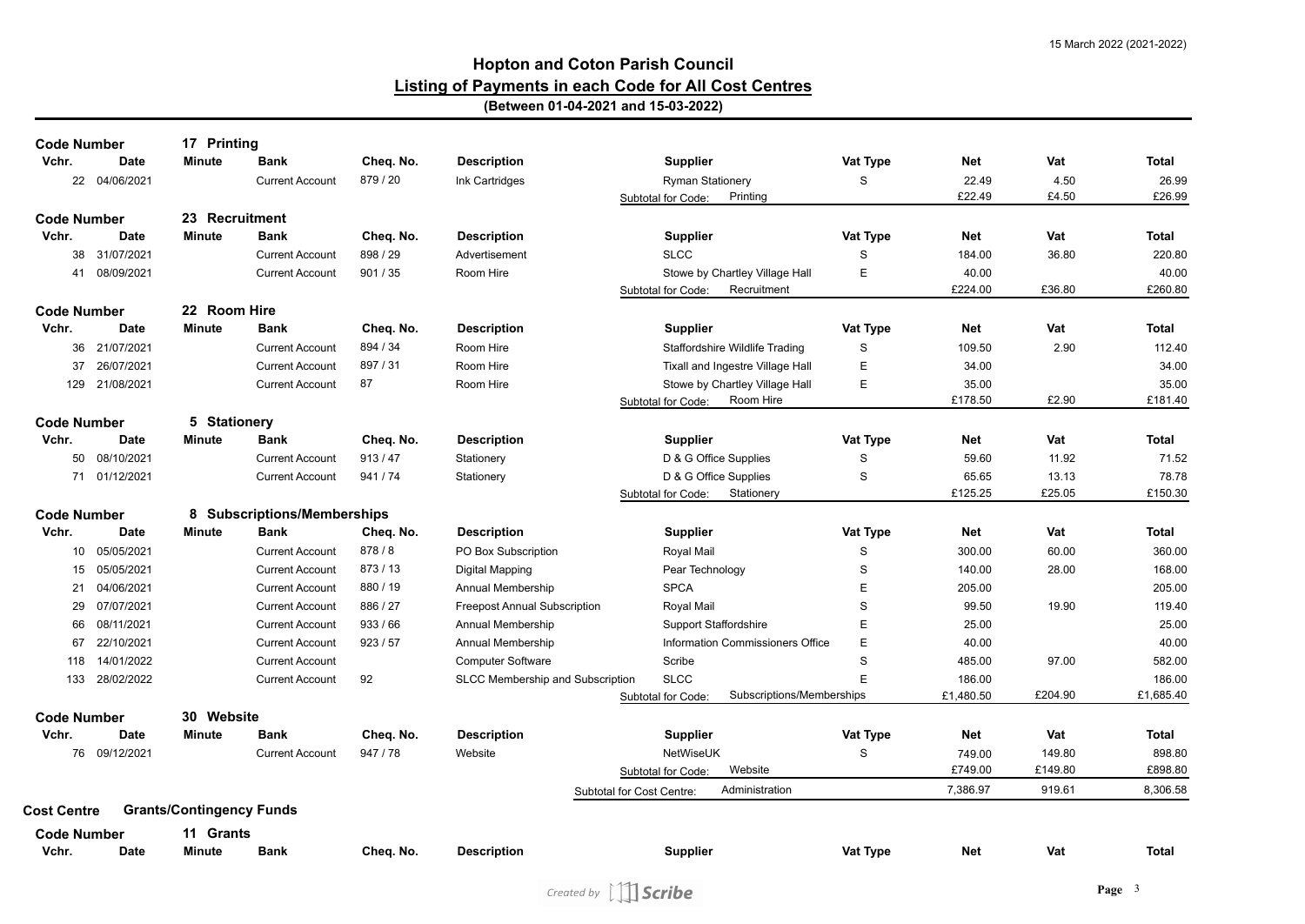15 March 2022 (2021-2022)

# Hopton and Coton Parish Council

## Listing of Payments in each Code for All Cost Centres

**(Between 01-04-2021 and 15-03-2022)**

**Code Number** 17 Printing

| Vchr. | Date | Minute | Bank | Cheq. No. | Description | Supplier | Vat Type | Net | Vat | Total |
|---|---|---|---|---|---|---|---|---|---|---|
| 22 | 04/06/2021 | | Current Account | 879 / 20 | Ink Cartridges | Ryman Stationery | S | 22.49 | 4.50 | 26.99 |
| | | | | | | Subtotal for Code: Printing | | £22.49 | £4.50 | £26.99 |

**Code Number** 23 Recruitment

| Vchr. | Date | Minute | Bank | Cheq. No. | Description | Supplier | Vat Type | Net | Vat | Total |
|---|---|---|---|---|---|---|---|---|---|---|
| 38 | 31/07/2021 | | Current Account | 898 / 29 | Advertisement | SLCC | S | 184.00 | 36.80 | 220.80 |
| 41 | 08/09/2021 | | Current Account | 901 / 35 | Room Hire | Stowe by Chartley Village Hall | E | 40.00 | | 40.00 |
| | | | | | | Subtotal for Code: Recruitment | | £224.00 | £36.80 | £260.80 |

**Code Number** 22 Room Hire

| Vchr. | Date | Minute | Bank | Cheq. No. | Description | Supplier | Vat Type | Net | Vat | Total |
|---|---|---|---|---|---|---|---|---|---|---|
| 36 | 21/07/2021 | | Current Account | 894 / 34 | Room Hire | Staffordshire Wildlife Trading | S | 109.50 | 2.90 | 112.40 |
| 37 | 26/07/2021 | | Current Account | 897 / 31 | Room Hire | Tixall and Ingestre Village Hall | E | 34.00 | | 34.00 |
| 129 | 21/08/2021 | | Current Account | 87 | Room Hire | Stowe by Chartley Village Hall | E | 35.00 | | 35.00 |
| | | | | | | Subtotal for Code: Room Hire | | £178.50 | £2.90 | £181.40 |

**Code Number** 5 Stationery

| Vchr. | Date | Minute | Bank | Cheq. No. | Description | Supplier | Vat Type | Net | Vat | Total |
|---|---|---|---|---|---|---|---|---|---|---|
| 50 | 08/10/2021 | | Current Account | 913 / 47 | Stationery | D & G Office Supplies | S | 59.60 | 11.92 | 71.52 |
| 71 | 01/12/2021 | | Current Account | 941 / 74 | Stationery | D & G Office Supplies | S | 65.65 | 13.13 | 78.78 |
| | | | | | | Subtotal for Code: Stationery | | £125.25 | £25.05 | £150.30 |

**Code Number** 8 Subscriptions/Memberships

| Vchr. | Date | Minute | Bank | Cheq. No. | Description | Supplier | Vat Type | Net | Vat | Total |
|---|---|---|---|---|---|---|---|---|---|---|
| 10 | 05/05/2021 | | Current Account | 878 / 8 | PO Box Subscription | Royal Mail | S | 300.00 | 60.00 | 360.00 |
| 15 | 05/05/2021 | | Current Account | 873 / 13 | Digital Mapping | Pear Technology | S | 140.00 | 28.00 | 168.00 |
| 21 | 04/06/2021 | | Current Account | 880 / 19 | Annual Membership | SPCA | E | 205.00 | | 205.00 |
| 29 | 07/07/2021 | | Current Account | 886 / 27 | Freepost Annual Subscription | Royal Mail | S | 99.50 | 19.90 | 119.40 |
| 66 | 08/11/2021 | | Current Account | 933 / 66 | Annual Membership | Support Staffordshire | E | 25.00 | | 25.00 |
| 67 | 22/10/2021 | | Current Account | 923 / 57 | Annual Membership | Information Commissioners Office | E | 40.00 | | 40.00 |
| 118 | 14/01/2022 | | Current Account | | Computer Software | Scribe | S | 485.00 | 97.00 | 582.00 |
| 133 | 28/02/2022 | | Current Account | 92 | SLCC Membership and Subscription | SLCC | E | 186.00 | | 186.00 |
| | | | | | | Subtotal for Code: Subscriptions/Memberships | | £1,480.50 | £204.90 | £1,685.40 |

**Code Number** 30 Website

| Vchr. | Date | Minute | Bank | Cheq. No. | Description | Supplier | Vat Type | Net | Vat | Total |
|---|---|---|---|---|---|---|---|---|---|---|
| 76 | 09/12/2021 | | Current Account | 947 / 78 | Website | NetWiseUK | S | 749.00 | 149.80 | 898.80 |
| | | | | | | Subtotal for Code: Website | | £749.00 | £149.80 | £898.80 |
| | | | | | | Subtotal for Cost Centre: Administration | | 7,386.97 | 919.61 | 8,306.58 |

**Cost Centre** Grants/Contingency Funds

**Code Number** 11 Grants

| Vchr. | Date | Minute | Bank | Cheq. No. | Description | Supplier | Vat Type | Net | Vat | Total |
|---|---|---|---|---|---|---|---|---|---|---|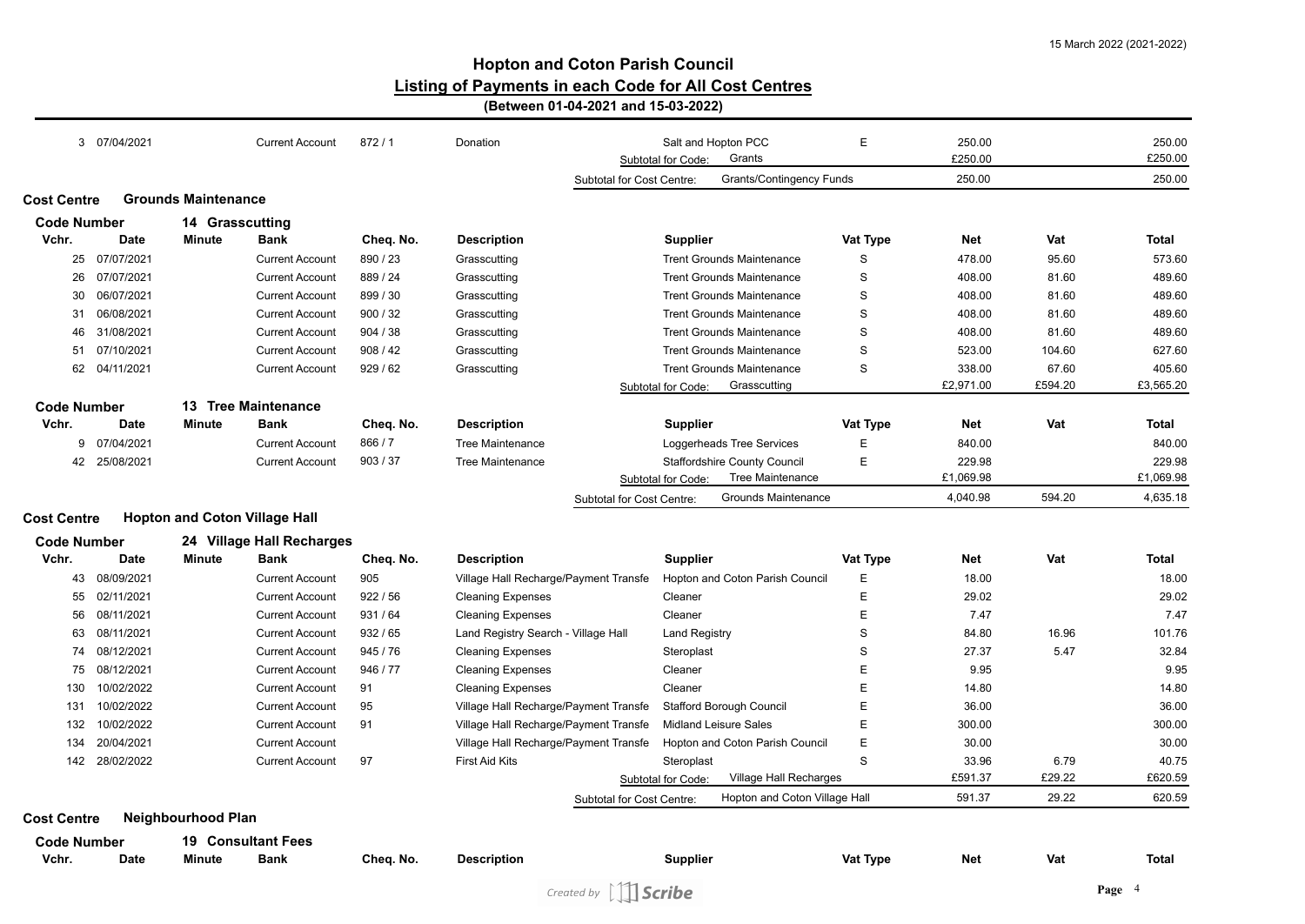## Hopton and Coton Parish Council
## Listing of Payments in each Code for All Cost Centres
**(Between 01-04-2021 and 15-03-2022)**

| Vchr. | Date | Minute | Bank | Cheq. No. | Description | Supplier | Vat Type | Net | Vat | Total |
|---|---|---|---|---|---|---|---|---|---|---|
| 3 | 07/04/2021 | | Current Account | 872 / 1 | Donation | Salt and Hopton PCC | E | 250.00 | | 250.00 |
| | | | | | | Subtotal for Code: Grants | | £250.00 | | £250.00 |
| | | | | | | Subtotal for Cost Centre: Grants/Contingency Funds | | 250.00 | | 250.00 |

**Cost Centre** Grounds Maintenance

**Code Number** 14 Grasscutting

| Vchr. | Date | Minute | Bank | Cheq. No. | Description | Supplier | Vat Type | Net | Vat | Total |
|---|---|---|---|---|---|---|---|---|---|---|
| 25 | 07/07/2021 | | Current Account | 890 / 23 | Grasscutting | Trent Grounds Maintenance | S | 478.00 | 95.60 | 573.60 |
| 26 | 07/07/2021 | | Current Account | 889 / 24 | Grasscutting | Trent Grounds Maintenance | S | 408.00 | 81.60 | 489.60 |
| 30 | 06/07/2021 | | Current Account | 899 / 30 | Grasscutting | Trent Grounds Maintenance | S | 408.00 | 81.60 | 489.60 |
| 31 | 06/08/2021 | | Current Account | 900 / 32 | Grasscutting | Trent Grounds Maintenance | S | 408.00 | 81.60 | 489.60 |
| 46 | 31/08/2021 | | Current Account | 904 / 38 | Grasscutting | Trent Grounds Maintenance | S | 408.00 | 81.60 | 489.60 |
| 51 | 07/10/2021 | | Current Account | 908 / 42 | Grasscutting | Trent Grounds Maintenance | S | 523.00 | 104.60 | 627.60 |
| 62 | 04/11/2021 | | Current Account | 929 / 62 | Grasscutting | Trent Grounds Maintenance | S | 338.00 | 67.60 | 405.60 |
| | | | | | | Subtotal for Code: Grasscutting | | £2,971.00 | £594.20 | £3,565.20 |

**Code Number** 13 Tree Maintenance

| Vchr. | Date | Minute | Bank | Cheq. No. | Description | Supplier | Vat Type | Net | Vat | Total |
|---|---|---|---|---|---|---|---|---|---|---|
| 9 | 07/04/2021 | | Current Account | 866 / 7 | Tree Maintenance | Loggerheads Tree Services | E | 840.00 | | 840.00 |
| 42 | 25/08/2021 | | Current Account | 903 / 37 | Tree Maintenance | Staffordshire County Council | E | 229.98 | | 229.98 |
| | | | | | | Subtotal for Code: Tree Maintenance | | £1,069.98 | | £1,069.98 |
| | | | | | | Subtotal for Cost Centre: Grounds Maintenance | | 4,040.98 | 594.20 | 4,635.18 |

**Cost Centre** Hopton and Coton Village Hall

**Code Number** 24 Village Hall Recharges

| Vchr. | Date | Minute | Bank | Cheq. No. | Description | Supplier | Vat Type | Net | Vat | Total |
|---|---|---|---|---|---|---|---|---|---|---|
| 43 | 08/09/2021 | | Current Account | 905 | Village Hall Recharge/Payment Transfe | Hopton and Coton Parish Council | E | 18.00 | | 18.00 |
| 55 | 02/11/2021 | | Current Account | 922 / 56 | Cleaning Expenses | Cleaner | E | 29.02 | | 29.02 |
| 56 | 08/11/2021 | | Current Account | 931 / 64 | Cleaning Expenses | Cleaner | E | 7.47 | | 7.47 |
| 63 | 08/11/2021 | | Current Account | 932 / 65 | Land Registry Search - Village Hall | Land Registry | S | 84.80 | 16.96 | 101.76 |
| 74 | 08/12/2021 | | Current Account | 945 / 76 | Cleaning Expenses | Steroplast | S | 27.37 | 5.47 | 32.84 |
| 75 | 08/12/2021 | | Current Account | 946 / 77 | Cleaning Expenses | Cleaner | E | 9.95 | | 9.95 |
| 130 | 10/02/2022 | | Current Account | 91 | Cleaning Expenses | Cleaner | E | 14.80 | | 14.80 |
| 131 | 10/02/2022 | | Current Account | 95 | Village Hall Recharge/Payment Transfe | Stafford Borough Council | E | 36.00 | | 36.00 |
| 132 | 10/02/2022 | | Current Account | 91 | Village Hall Recharge/Payment Transfe | Midland Leisure Sales | E | 300.00 | | 300.00 |
| 134 | 20/04/2021 | | Current Account | | Village Hall Recharge/Payment Transfe | Hopton and Coton Parish Council | E | 30.00 | | 30.00 |
| 142 | 28/02/2022 | | Current Account | 97 | First Aid Kits | Steroplast | S | 33.96 | 6.79 | 40.75 |
| | | | | | | Subtotal for Code: Village Hall Recharges | | £591.37 | £29.22 | £620.59 |
| | | | | | | Subtotal for Cost Centre: Hopton and Coton Village Hall | | 591.37 | 29.22 | 620.59 |

**Cost Centre** Neighbourhood Plan

**Code Number** 19 Consultant Fees

| Vchr. | Date | Minute | Bank | Cheq. No. | Description | Supplier | Vat Type | Net | Vat | Total |
|---|---|---|---|---|---|---|---|---|---|---|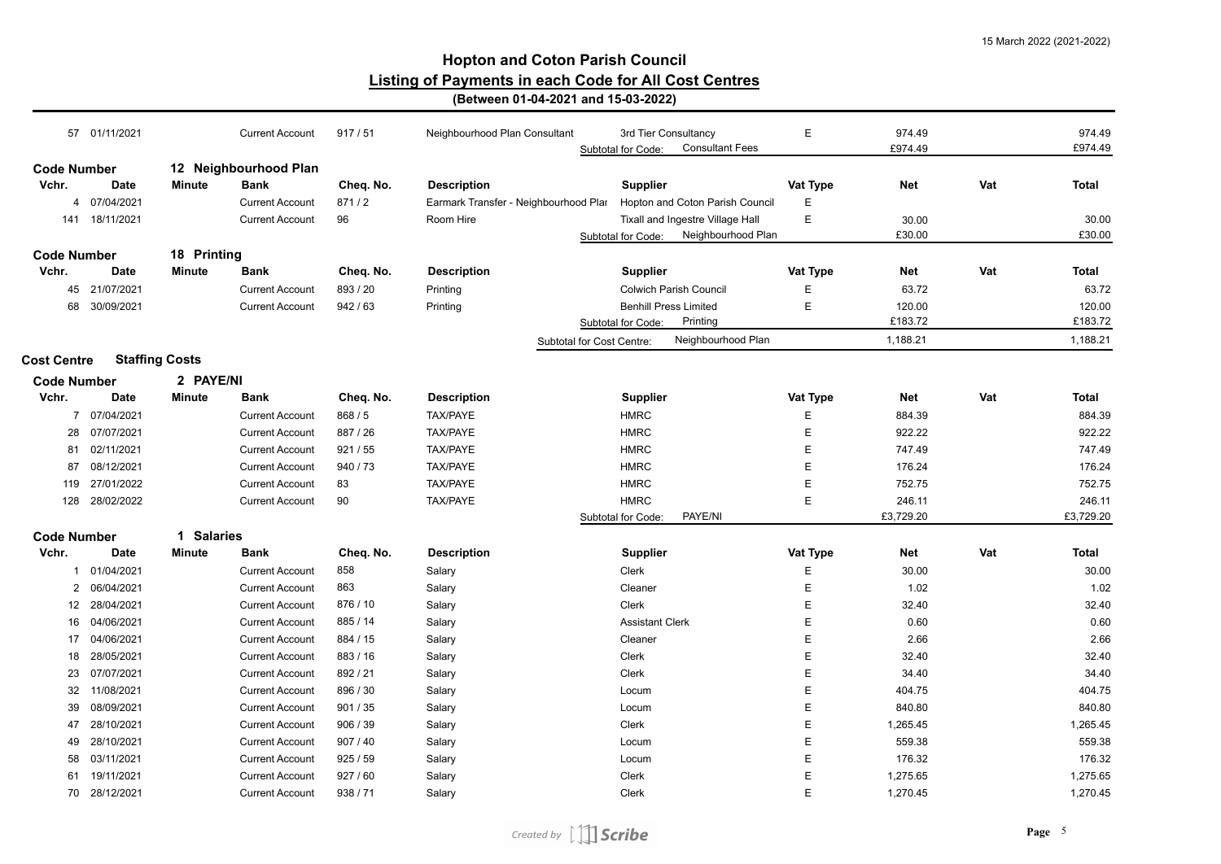## Hopton and Coton Parish Council

## Listing of Payments in each Code for All Cost Centres

**(Between 01-04-2021 and 15-03-2022)**

| Vchr. | Date | Minute | Bank | Cheq. No. | Description | Supplier | Vat Type | Net | Vat | Total |
|---|---|---|---|---|---|---|---|---|---|---|
| 57 | 01/11/2021 | | Current Account | 917 / 51 | Neighbourhood Plan Consultant | 3rd Tier Consultancy | E | 974.49 | | 974.49 |
| | | | | | | Subtotal for Code: Consultant Fees | | £974.49 | | £974.49 |

**Code Number 12 Neighbourhood Plan**

| Vchr. | Date | Minute | Bank | Cheq. No. | Description | Supplier | Vat Type | Net | Vat | Total |
|---|---|---|---|---|---|---|---|---|---|---|
| 4 | 07/04/2021 | | Current Account | 871 / 2 | Earmark Transfer - Neighbourhood Plar | Hopton and Coton Parish Council | E | | | |
| 141 | 18/11/2021 | | Current Account | 96 | Room Hire | Tixall and Ingestre Village Hall | E | 30.00 | | 30.00 |
| | | | | | | Subtotal for Code: Neighbourhood Plan | | £30.00 | | £30.00 |

**Code Number 18 Printing**

| Vchr. | Date | Minute | Bank | Cheq. No. | Description | Supplier | Vat Type | Net | Vat | Total |
|---|---|---|---|---|---|---|---|---|---|---|
| 45 | 21/07/2021 | | Current Account | 893 / 20 | Printing | Colwich Parish Council | E | 63.72 | | 63.72 |
| 68 | 30/09/2021 | | Current Account | 942 / 63 | Printing | Benhill Press Limited | E | 120.00 | | 120.00 |
| | | | | | | Subtotal for Code: Printing | | £183.72 | | £183.72 |
| | | | | | Subtotal for Cost Centre: | Neighbourhood Plan | | 1,188.21 | | 1,188.21 |

**Cost Centre Staffing Costs**

**Code Number 2 PAYE/NI**

| Vchr. | Date | Minute | Bank | Cheq. No. | Description | Supplier | Vat Type | Net | Vat | Total |
|---|---|---|---|---|---|---|---|---|---|---|
| 7 | 07/04/2021 | | Current Account | 868 / 5 | TAX/PAYE | HMRC | E | 884.39 | | 884.39 |
| 28 | 07/07/2021 | | Current Account | 887 / 26 | TAX/PAYE | HMRC | E | 922.22 | | 922.22 |
| 81 | 02/11/2021 | | Current Account | 921 / 55 | TAX/PAYE | HMRC | E | 747.49 | | 747.49 |
| 87 | 08/12/2021 | | Current Account | 940 / 73 | TAX/PAYE | HMRC | E | 176.24 | | 176.24 |
| 119 | 27/01/2022 | | Current Account | 83 | TAX/PAYE | HMRC | E | 752.75 | | 752.75 |
| 128 | 28/02/2022 | | Current Account | 90 | TAX/PAYE | HMRC | E | 246.11 | | 246.11 |
| | | | | | | Subtotal for Code: PAYE/NI | | £3,729.20 | | £3,729.20 |

**Code Number 1 Salaries**

| Vchr. | Date | Minute | Bank | Cheq. No. | Description | Supplier | Vat Type | Net | Vat | Total |
|---|---|---|---|---|---|---|---|---|---|---|
| 1 | 01/04/2021 | | Current Account | 858 | Salary | Clerk | E | 30.00 | | 30.00 |
| 2 | 06/04/2021 | | Current Account | 863 | Salary | Cleaner | E | 1.02 | | 1.02 |
| 12 | 28/04/2021 | | Current Account | 876 / 10 | Salary | Clerk | E | 32.40 | | 32.40 |
| 16 | 04/06/2021 | | Current Account | 885 / 14 | Salary | Assistant Clerk | E | 0.60 | | 0.60 |
| 17 | 04/06/2021 | | Current Account | 884 / 15 | Salary | Cleaner | E | 2.66 | | 2.66 |
| 18 | 28/05/2021 | | Current Account | 883 / 16 | Salary | Clerk | E | 32.40 | | 32.40 |
| 23 | 07/07/2021 | | Current Account | 892 / 21 | Salary | Clerk | E | 34.40 | | 34.40 |
| 32 | 11/08/2021 | | Current Account | 896 / 30 | Salary | Locum | E | 404.75 | | 404.75 |
| 39 | 08/09/2021 | | Current Account | 901 / 35 | Salary | Locum | E | 840.80 | | 840.80 |
| 47 | 28/10/2021 | | Current Account | 906 / 39 | Salary | Clerk | E | 1,265.45 | | 1,265.45 |
| 49 | 28/10/2021 | | Current Account | 907 / 40 | Salary | Locum | E | 559.38 | | 559.38 |
| 58 | 03/11/2021 | | Current Account | 925 / 59 | Salary | Locum | E | 176.32 | | 176.32 |
| 61 | 19/11/2021 | | Current Account | 927 / 60 | Salary | Clerk | E | 1,275.65 | | 1,275.65 |
| 70 | 28/12/2021 | | Current Account | 938 / 71 | Salary | Clerk | E | 1,270.45 | | 1,270.45 |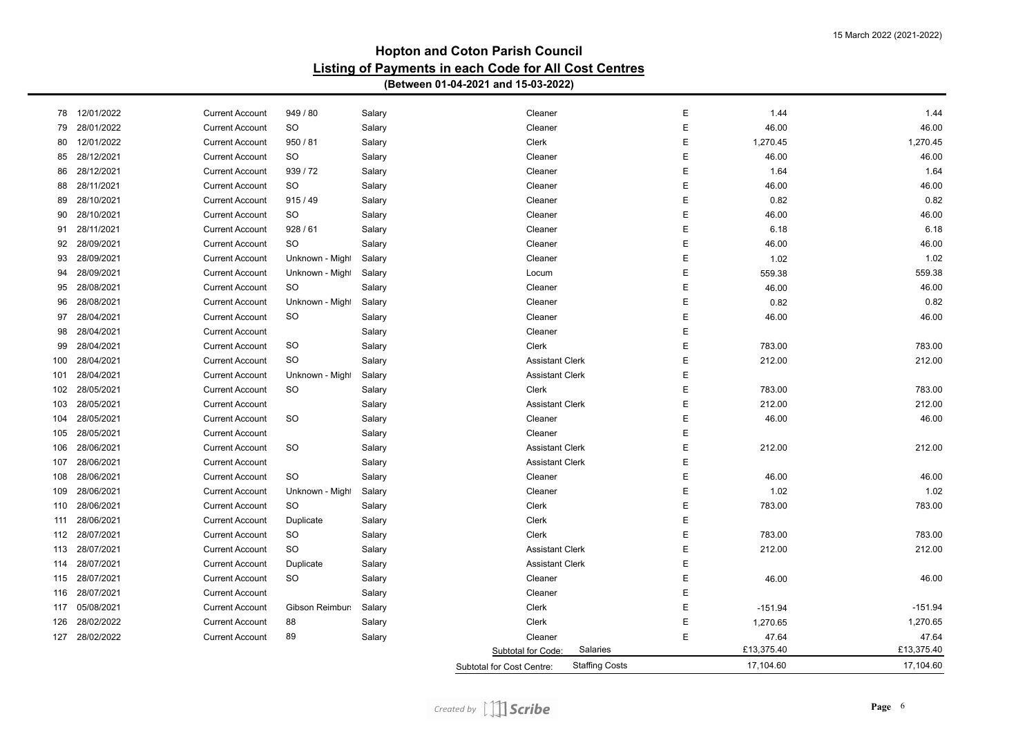## Hopton and Coton Parish Council

## Listing of Payments in each Code for All Cost Centres

### (Between 01-04-2021 and 15-03-2022)

| | | | | | | | | |
|---|---|---|---|---|---|---|---|---|
| 78 | 12/01/2022 | Current Account | 949 / 80 | Salary | Cleaner | E | 1.44 | 1.44 |
| 79 | 28/01/2022 | Current Account | SO | Salary | Cleaner | E | 46.00 | 46.00 |
| 80 | 12/01/2022 | Current Account | 950 / 81 | Salary | Clerk | E | 1,270.45 | 1,270.45 |
| 85 | 28/12/2021 | Current Account | SO | Salary | Cleaner | E | 46.00 | 46.00 |
| 86 | 28/12/2021 | Current Account | 939 / 72 | Salary | Cleaner | E | 1.64 | 1.64 |
| 88 | 28/11/2021 | Current Account | SO | Salary | Cleaner | E | 46.00 | 46.00 |
| 89 | 28/10/2021 | Current Account | 915 / 49 | Salary | Cleaner | E | 0.82 | 0.82 |
| 90 | 28/10/2021 | Current Account | SO | Salary | Cleaner | E | 46.00 | 46.00 |
| 91 | 28/11/2021 | Current Account | 928 / 61 | Salary | Cleaner | E | 6.18 | 6.18 |
| 92 | 28/09/2021 | Current Account | SO | Salary | Cleaner | E | 46.00 | 46.00 |
| 93 | 28/09/2021 | Current Account | Unknown - Might | Salary | Cleaner | E | 1.02 | 1.02 |
| 94 | 28/09/2021 | Current Account | Unknown - Might | Salary | Locum | E | 559.38 | 559.38 |
| 95 | 28/08/2021 | Current Account | SO | Salary | Cleaner | E | 46.00 | 46.00 |
| 96 | 28/08/2021 | Current Account | Unknown - Might | Salary | Cleaner | E | 0.82 | 0.82 |
| 97 | 28/04/2021 | Current Account | SO | Salary | Cleaner | E | 46.00 | 46.00 |
| 98 | 28/04/2021 | Current Account | | Salary | Cleaner | E | | |
| 99 | 28/04/2021 | Current Account | SO | Salary | Clerk | E | 783.00 | 783.00 |
| 100 | 28/04/2021 | Current Account | SO | Salary | Assistant Clerk | E | 212.00 | 212.00 |
| 101 | 28/04/2021 | Current Account | Unknown - Might | Salary | Assistant Clerk | E | | |
| 102 | 28/05/2021 | Current Account | SO | Salary | Clerk | E | 783.00 | 783.00 |
| 103 | 28/05/2021 | Current Account | | Salary | Assistant Clerk | E | 212.00 | 212.00 |
| 104 | 28/05/2021 | Current Account | SO | Salary | Cleaner | E | 46.00 | 46.00 |
| 105 | 28/05/2021 | Current Account | | Salary | Cleaner | E | | |
| 106 | 28/06/2021 | Current Account | SO | Salary | Assistant Clerk | E | 212.00 | 212.00 |
| 107 | 28/06/2021 | Current Account | | Salary | Assistant Clerk | E | | |
| 108 | 28/06/2021 | Current Account | SO | Salary | Cleaner | E | 46.00 | 46.00 |
| 109 | 28/06/2021 | Current Account | Unknown - Might | Salary | Cleaner | E | 1.02 | 1.02 |
| 110 | 28/06/2021 | Current Account | SO | Salary | Clerk | E | 783.00 | 783.00 |
| 111 | 28/06/2021 | Current Account | Duplicate | Salary | Clerk | E | | |
| 112 | 28/07/2021 | Current Account | SO | Salary | Clerk | E | 783.00 | 783.00 |
| 113 | 28/07/2021 | Current Account | SO | Salary | Assistant Clerk | E | 212.00 | 212.00 |
| 114 | 28/07/2021 | Current Account | Duplicate | Salary | Assistant Clerk | E | | |
| 115 | 28/07/2021 | Current Account | SO | Salary | Cleaner | E | 46.00 | 46.00 |
| 116 | 28/07/2021 | Current Account | | Salary | Cleaner | E | | |
| 117 | 05/08/2021 | Current Account | Gibson Reimburs | Salary | Clerk | E | -151.94 | -151.94 |
| 126 | 28/02/2022 | Current Account | 88 | Salary | Clerk | E | 1,270.65 | 1,270.65 |
| 127 | 28/02/2022 | Current Account | 89 | Salary | Cleaner | E | 47.64 | 47.64 |
| | | | | | Subtotal for Code: Salaries | | £13,375.40 | £13,375.40 |
| | | | | | Subtotal for Cost Centre: Staffing Costs | | 17,104.60 | 17,104.60 |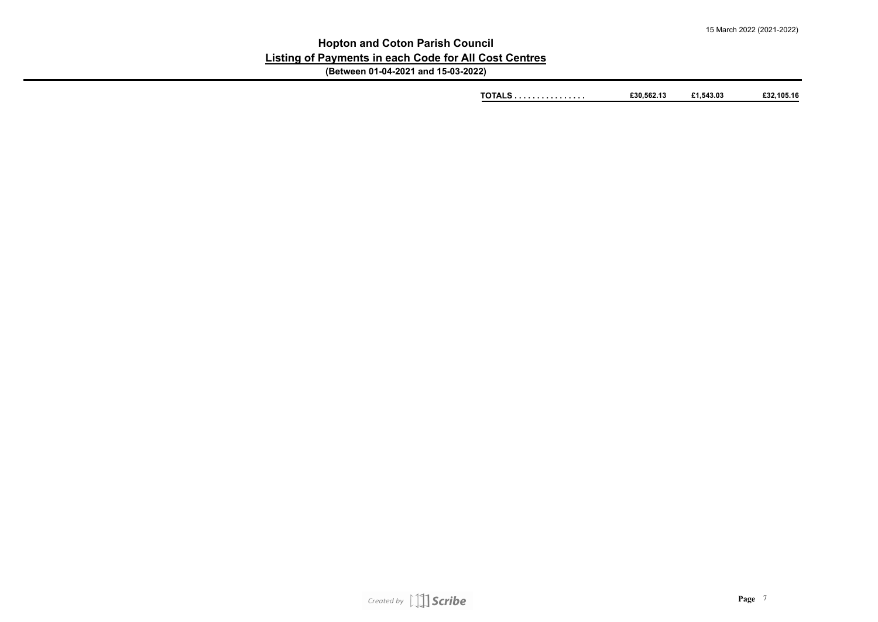# Hopton and Coton Parish Council

## Listing of Payments in each Code for All Cost Centres

**(Between 01-04-2021 and 15-03-2022)**

| | | | |
|---|---|---|---|
| **TOTALS . . . . . . . . . . . . . . . .** | **£30,562.13** | **£1,543.03** | **£32,105.16** |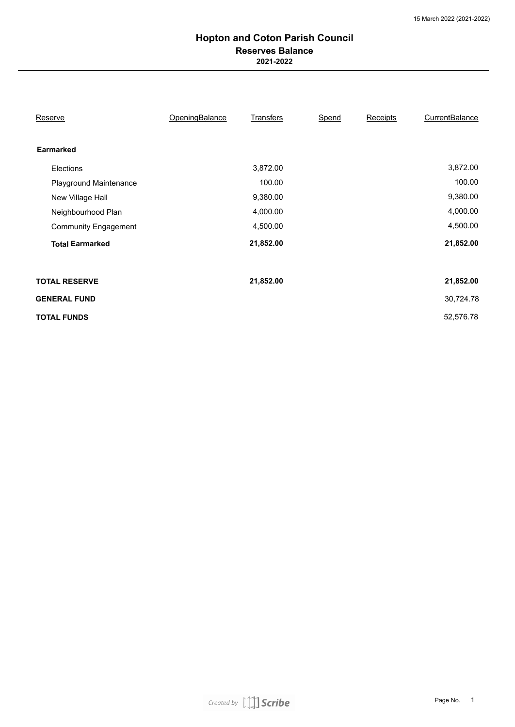# Hopton and Coton Parish Council

## Reserves Balance

### 2021-2022

| Reserve | OpeningBalance | Transfers | Spend | Receipts | CurrentBalance |
|---|---|---|---|---|---|
| **Earmarked** | | | | | |
| Elections | | 3,872.00 | | | 3,872.00 |
| Playground Maintenance | | 100.00 | | | 100.00 |
| New Village Hall | | 9,380.00 | | | 9,380.00 |
| Neighbourhood Plan | | 4,000.00 | | | 4,000.00 |
| Community Engagement | | 4,500.00 | | | 4,500.00 |
| **Total Earmarked** | | **21,852.00** | | | **21,852.00** |
| **TOTAL RESERVE** | | **21,852.00** | | | **21,852.00** |
| **GENERAL FUND** | | | | | 30,724.78 |
| **TOTAL FUNDS** | | | | | 52,576.78 |

Created by Scribe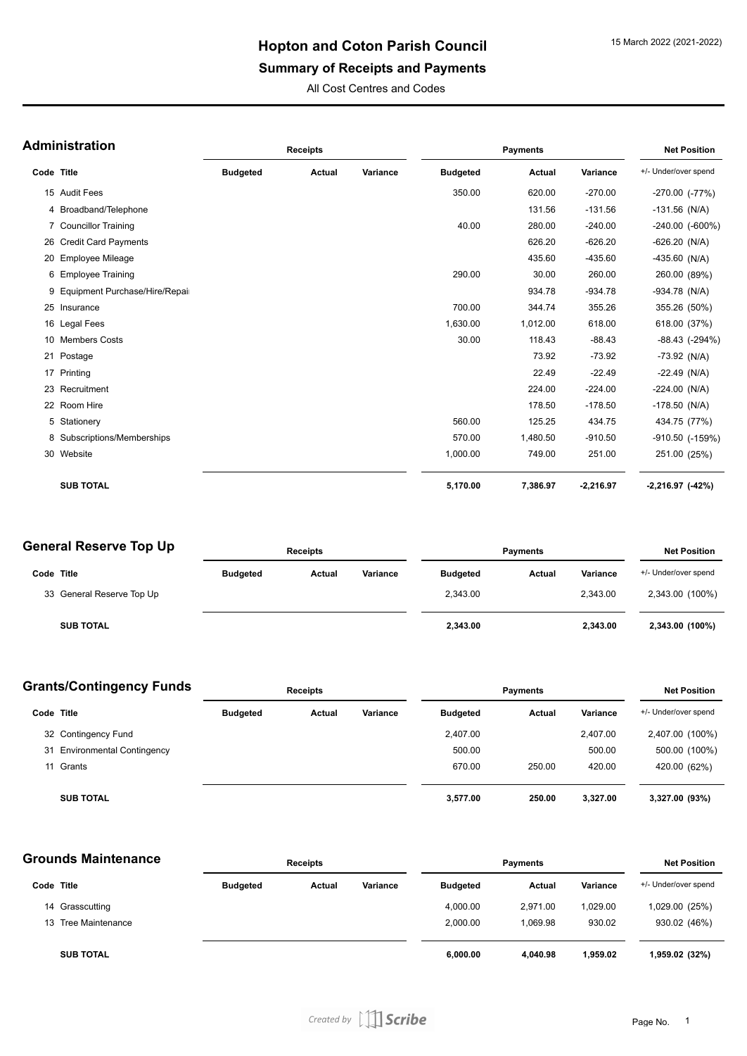# Hopton and Coton Parish Council

## Summary of Receipts and Payments

All Cost Centres and Codes

15 March 2022 (2021-2022)

### Administration

| Code | Title | Receipts Budgeted | Receipts Actual | Receipts Variance | Payments Budgeted | Payments Actual | Payments Variance | Net Position +/- Under/over spend |
|---|---|---|---|---|---|---|---|---|
| 15 | Audit Fees | | | | 350.00 | 620.00 | -270.00 | -270.00 (-77%) |
| 4 | Broadband/Telephone | | | | | 131.56 | -131.56 | -131.56 (N/A) |
| 7 | Councillor Training | | | | 40.00 | 280.00 | -240.00 | -240.00 (-600%) |
| 26 | Credit Card Payments | | | | | 626.20 | -626.20 | -626.20 (N/A) |
| 20 | Employee Mileage | | | | | 435.60 | -435.60 | -435.60 (N/A) |
| 6 | Employee Training | | | | 290.00 | 30.00 | 260.00 | 260.00 (89%) |
| 9 | Equipment Purchase/Hire/Repai | | | | | 934.78 | -934.78 | -934.78 (N/A) |
| 25 | Insurance | | | | 700.00 | 344.74 | 355.26 | 355.26 (50%) |
| 16 | Legal Fees | | | | 1,630.00 | 1,012.00 | 618.00 | 618.00 (37%) |
| 10 | Members Costs | | | | 30.00 | 118.43 | -88.43 | -88.43 (-294%) |
| 21 | Postage | | | | | 73.92 | -73.92 | -73.92 (N/A) |
| 17 | Printing | | | | | 22.49 | -22.49 | -22.49 (N/A) |
| 23 | Recruitment | | | | | 224.00 | -224.00 | -224.00 (N/A) |
| 22 | Room Hire | | | | | 178.50 | -178.50 | -178.50 (N/A) |
| 5 | Stationery | | | | 560.00 | 125.25 | 434.75 | 434.75 (77%) |
| 8 | Subscriptions/Memberships | | | | 570.00 | 1,480.50 | -910.50 | -910.50 (-159%) |
| 30 | Website | | | | 1,000.00 | 749.00 | 251.00 | 251.00 (25%) |
| | **SUB TOTAL** | | | | **5,170.00** | **7,386.97** | **-2,216.97** | **-2,216.97 (-42%)** |

### General Reserve Top Up

| Code | Title | Receipts Budgeted | Receipts Actual | Receipts Variance | Payments Budgeted | Payments Actual | Payments Variance | Net Position +/- Under/over spend |
|---|---|---|---|---|---|---|---|---|
| 33 | General Reserve Top Up | | | | 2,343.00 | | 2,343.00 | 2,343.00 (100%) |
| | **SUB TOTAL** | | | | **2,343.00** | | **2,343.00** | **2,343.00 (100%)** |

### Grants/Contingency Funds

| Code | Title | Receipts Budgeted | Receipts Actual | Receipts Variance | Payments Budgeted | Payments Actual | Payments Variance | Net Position +/- Under/over spend |
|---|---|---|---|---|---|---|---|---|
| 32 | Contingency Fund | | | | 2,407.00 | | 2,407.00 | 2,407.00 (100%) |
| 31 | Environmental Contingency | | | | 500.00 | | 500.00 | 500.00 (100%) |
| 11 | Grants | | | | 670.00 | 250.00 | 420.00 | 420.00 (62%) |
| | **SUB TOTAL** | | | | **3,577.00** | **250.00** | **3,327.00** | **3,327.00 (93%)** |

### Grounds Maintenance

| Code | Title | Receipts Budgeted | Receipts Actual | Receipts Variance | Payments Budgeted | Payments Actual | Payments Variance | Net Position +/- Under/over spend |
|---|---|---|---|---|---|---|---|---|
| 14 | Grasscutting | | | | 4,000.00 | 2,971.00 | 1,029.00 | 1,029.00 (25%) |
| 13 | Tree Maintenance | | | | 2,000.00 | 1,069.98 | 930.02 | 930.02 (46%) |
| | **SUB TOTAL** | | | | **6,000.00** | **4,040.98** | **1,959.02** | **1,959.02 (32%)** |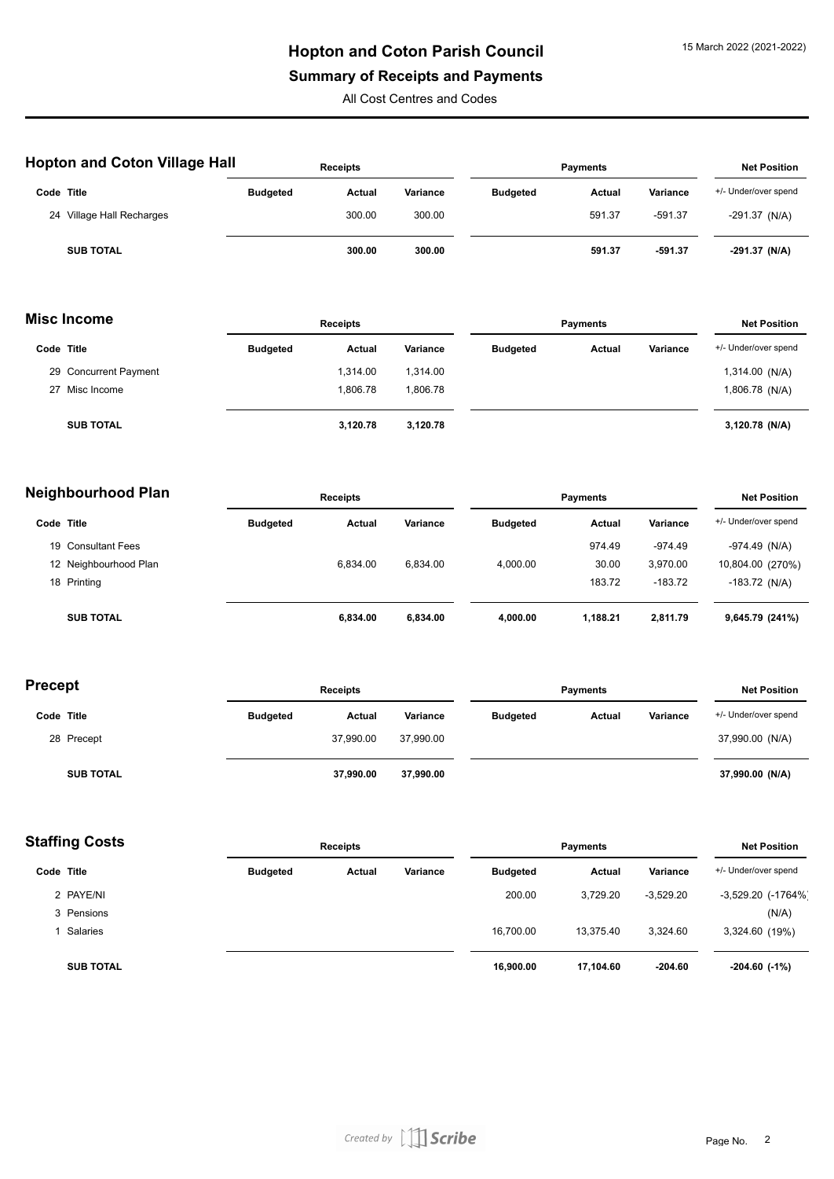# Hopton and Coton Parish Council

## Summary of Receipts and Payments

All Cost Centres and Codes

### Hopton and Coton Village Hall

| Code | Title | Receipts Budgeted | Receipts Actual | Receipts Variance | Payments Budgeted | Payments Actual | Payments Variance | Net Position +/- Under/over spend |
|---|---|---|---|---|---|---|---|---|
| 24 | Village Hall Recharges | | 300.00 | 300.00 | | 591.37 | -591.37 | -291.37 (N/A) |
| | **SUB TOTAL** | | **300.00** | **300.00** | | **591.37** | **-591.37** | **-291.37 (N/A)** |

### Misc Income

| Code | Title | Receipts Budgeted | Receipts Actual | Receipts Variance | Payments Budgeted | Payments Actual | Payments Variance | Net Position +/- Under/over spend |
|---|---|---|---|---|---|---|---|---|
| 29 | Concurrent Payment | | 1,314.00 | 1,314.00 | | | | 1,314.00 (N/A) |
| 27 | Misc Income | | 1,806.78 | 1,806.78 | | | | 1,806.78 (N/A) |
| | **SUB TOTAL** | | **3,120.78** | **3,120.78** | | | | **3,120.78 (N/A)** |

### Neighbourhood Plan

| Code | Title | Receipts Budgeted | Receipts Actual | Receipts Variance | Payments Budgeted | Payments Actual | Payments Variance | Net Position +/- Under/over spend |
|---|---|---|---|---|---|---|---|---|
| 19 | Consultant Fees | | | | | 974.49 | -974.49 | -974.49 (N/A) |
| 12 | Neighbourhood Plan | | 6,834.00 | 6,834.00 | 4,000.00 | 30.00 | 3,970.00 | 10,804.00 (270%) |
| 18 | Printing | | | | | 183.72 | -183.72 | -183.72 (N/A) |
| | **SUB TOTAL** | | **6,834.00** | **6,834.00** | **4,000.00** | **1,188.21** | **2,811.79** | **9,645.79 (241%)** |

### Precept

| Code | Title | Receipts Budgeted | Receipts Actual | Receipts Variance | Payments Budgeted | Payments Actual | Payments Variance | Net Position +/- Under/over spend |
|---|---|---|---|---|---|---|---|---|
| 28 | Precept | | 37,990.00 | 37,990.00 | | | | 37,990.00 (N/A) |
| | **SUB TOTAL** | | **37,990.00** | **37,990.00** | | | | **37,990.00 (N/A)** |

### Staffing Costs

| Code | Title | Receipts Budgeted | Receipts Actual | Receipts Variance | Payments Budgeted | Payments Actual | Payments Variance | Net Position +/- Under/over spend |
|---|---|---|---|---|---|---|---|---|
| 2 | PAYE/NI | | | | 200.00 | 3,729.20 | -3,529.20 | -3,529.20 (-1764%) |
| 3 | Pensions | | | | | | | (N/A) |
| 1 | Salaries | | | | 16,700.00 | 13,375.40 | 3,324.60 | 3,324.60 (19%) |
| | **SUB TOTAL** | | | | **16,900.00** | **17,104.60** | **-204.60** | **-204.60 (-1%)** |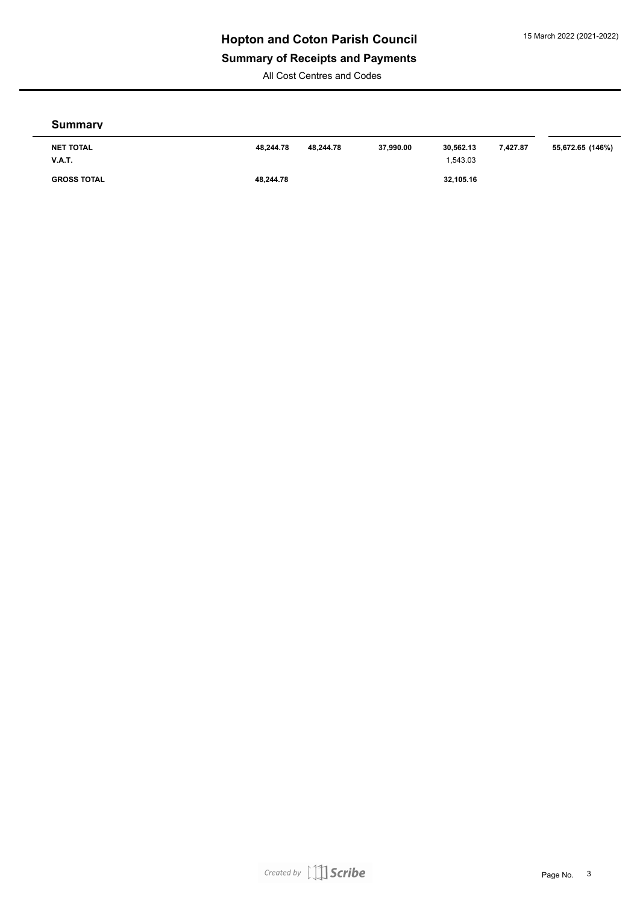# Hopton and Coton Parish Council

## Summary of Receipts and Payments

All Cost Centres and Codes

15 March 2022 (2021-2022)

### Summary

| | | | | | | |
|---|---|---|---|---|---|---|
| **NET TOTAL** | **48,244.78** | **48,244.78** | **37,990.00** | **30,562.13** | **7,427.87** | **55,672.65 (146%)** |
| **V.A.T.** | | | | 1,543.03 | | |
| **GROSS TOTAL** | **48,244.78** | | | **32,105.16** | | |

Created by Scribe